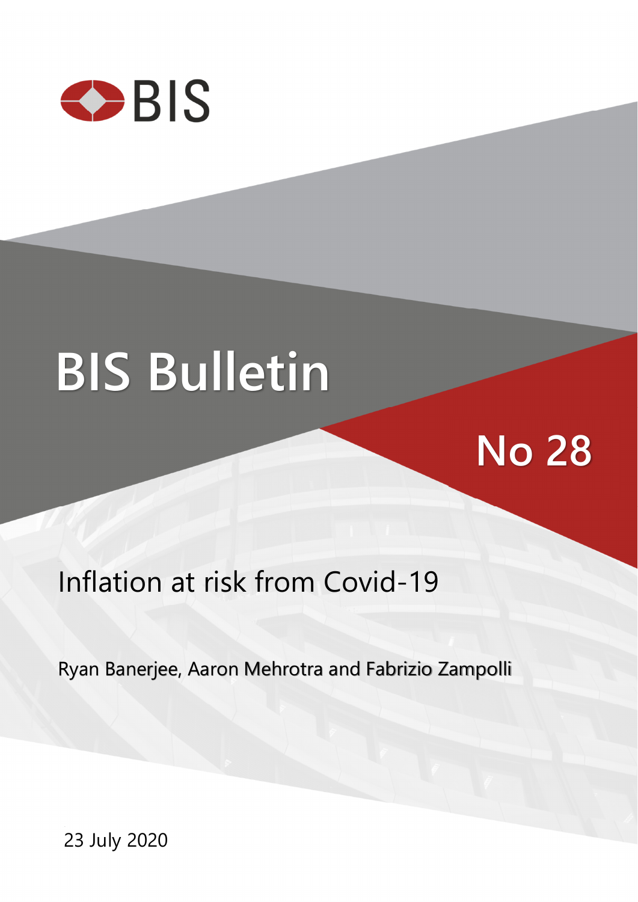BIS

# BIS Bulletin

## No 28

# Inflation at risk from Covid-19

Ryan Banerjee, Aaron Mehrotra and Fabrizio Zampolli

23 July 2020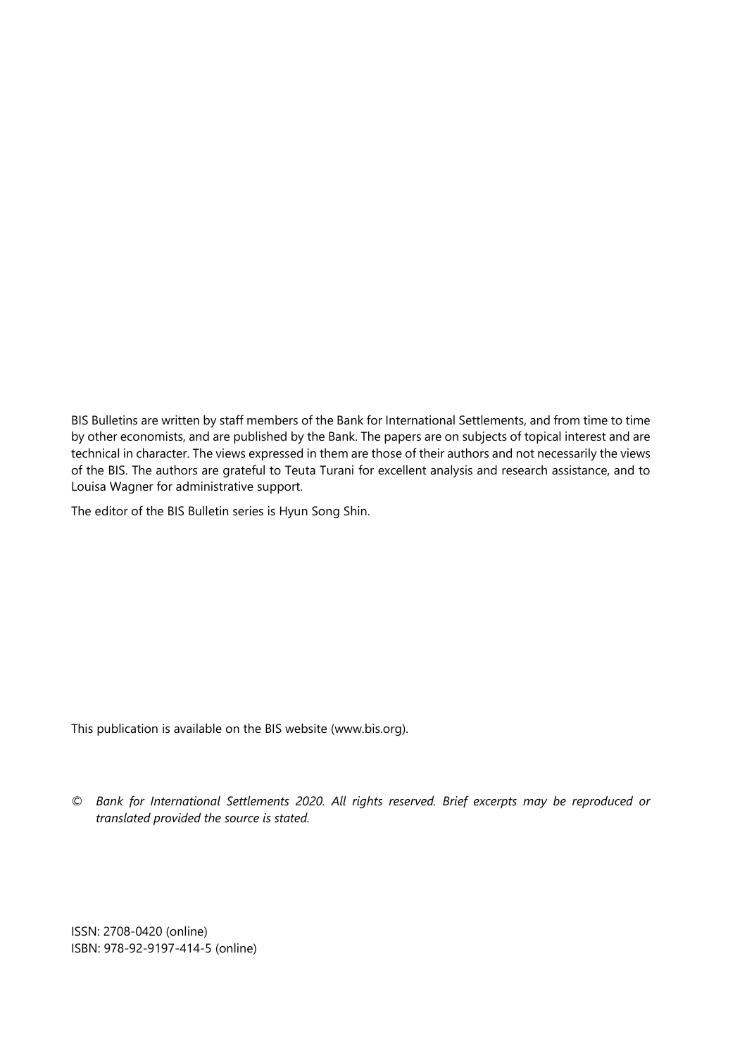BIS Bulletins are written by staff members of the Bank for International Settlements, and from time to time by other economists, and are published by the Bank. The papers are on subjects of topical interest and are technical in character. The views expressed in them are those of their authors and not necessarily the views of the BIS. The authors are grateful to Teuta Turani for excellent analysis and research assistance, and to Louisa Wagner for administrative support.

The editor of the BIS Bulletin series is Hyun Song Shin.

This publication is available on the BIS website (www.bis.org).

© *Bank for International Settlements 2020. All rights reserved. Brief excerpts may be reproduced or translated provided the source is stated.*

ISSN: 2708-0420 (online)
ISBN: 978-92-9197-414-5 (online)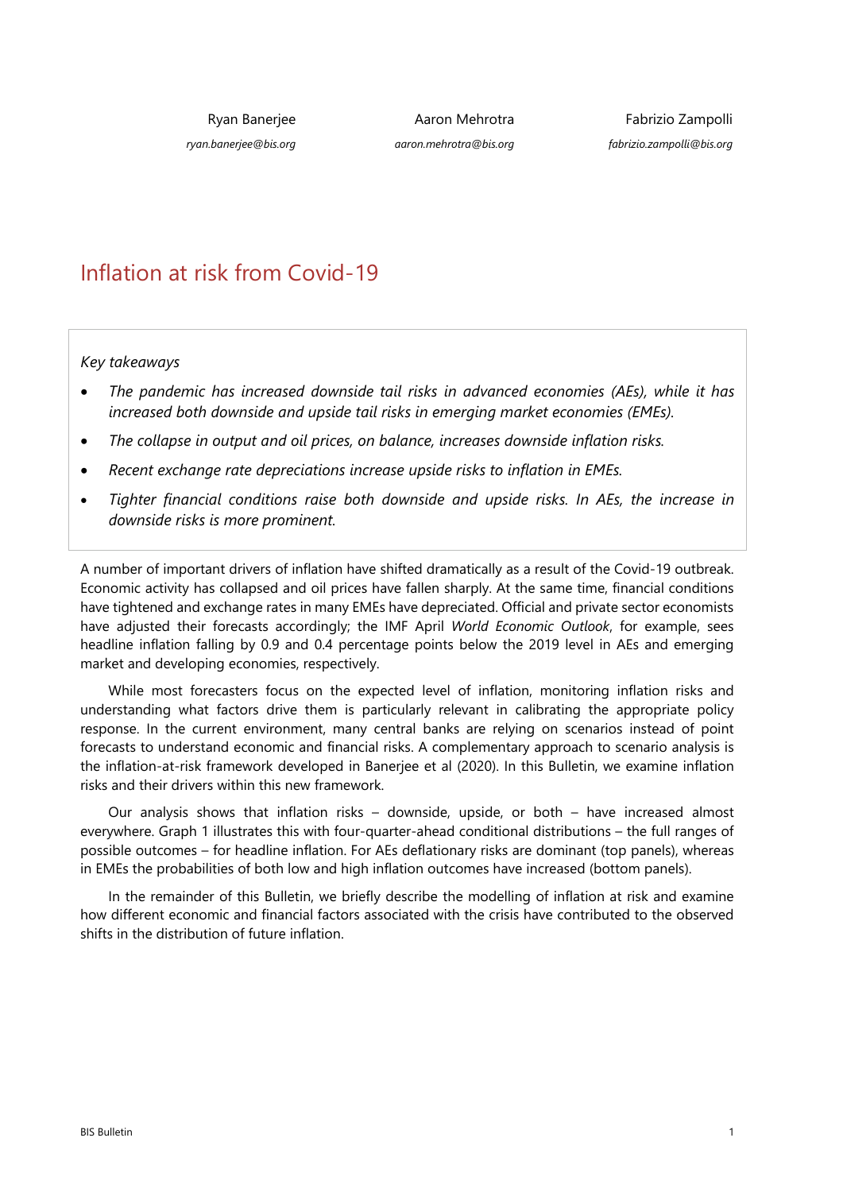Ryan Banerjee
*ryan.banerjee@bis.org*

Aaron Mehrotra
*aaron.mehrotra@bis.org*

Fabrizio Zampolli
*fabrizio.zampolli@bis.org*

# Inflation at risk from Covid-19

*Key takeaways*

- *The pandemic has increased downside tail risks in advanced economies (AEs), while it has increased both downside and upside tail risks in emerging market economies (EMEs).*
- *The collapse in output and oil prices, on balance, increases downside inflation risks.*
- *Recent exchange rate depreciations increase upside risks to inflation in EMEs.*
- *Tighter financial conditions raise both downside and upside risks. In AEs, the increase in downside risks is more prominent.*

A number of important drivers of inflation have shifted dramatically as a result of the Covid-19 outbreak. Economic activity has collapsed and oil prices have fallen sharply. At the same time, financial conditions have tightened and exchange rates in many EMEs have depreciated. Official and private sector economists have adjusted their forecasts accordingly; the IMF April *World Economic Outlook*, for example, sees headline inflation falling by 0.9 and 0.4 percentage points below the 2019 level in AEs and emerging market and developing economies, respectively.

While most forecasters focus on the expected level of inflation, monitoring inflation risks and understanding what factors drive them is particularly relevant in calibrating the appropriate policy response. In the current environment, many central banks are relying on scenarios instead of point forecasts to understand economic and financial risks. A complementary approach to scenario analysis is the inflation-at-risk framework developed in Banerjee et al (2020). In this Bulletin, we examine inflation risks and their drivers within this new framework.

Our analysis shows that inflation risks – downside, upside, or both – have increased almost everywhere. Graph 1 illustrates this with four-quarter-ahead conditional distributions – the full ranges of possible outcomes – for headline inflation. For AEs deflationary risks are dominant (top panels), whereas in EMEs the probabilities of both low and high inflation outcomes have increased (bottom panels).

In the remainder of this Bulletin, we briefly describe the modelling of inflation at risk and examine how different economic and financial factors associated with the crisis have contributed to the observed shifts in the distribution of future inflation.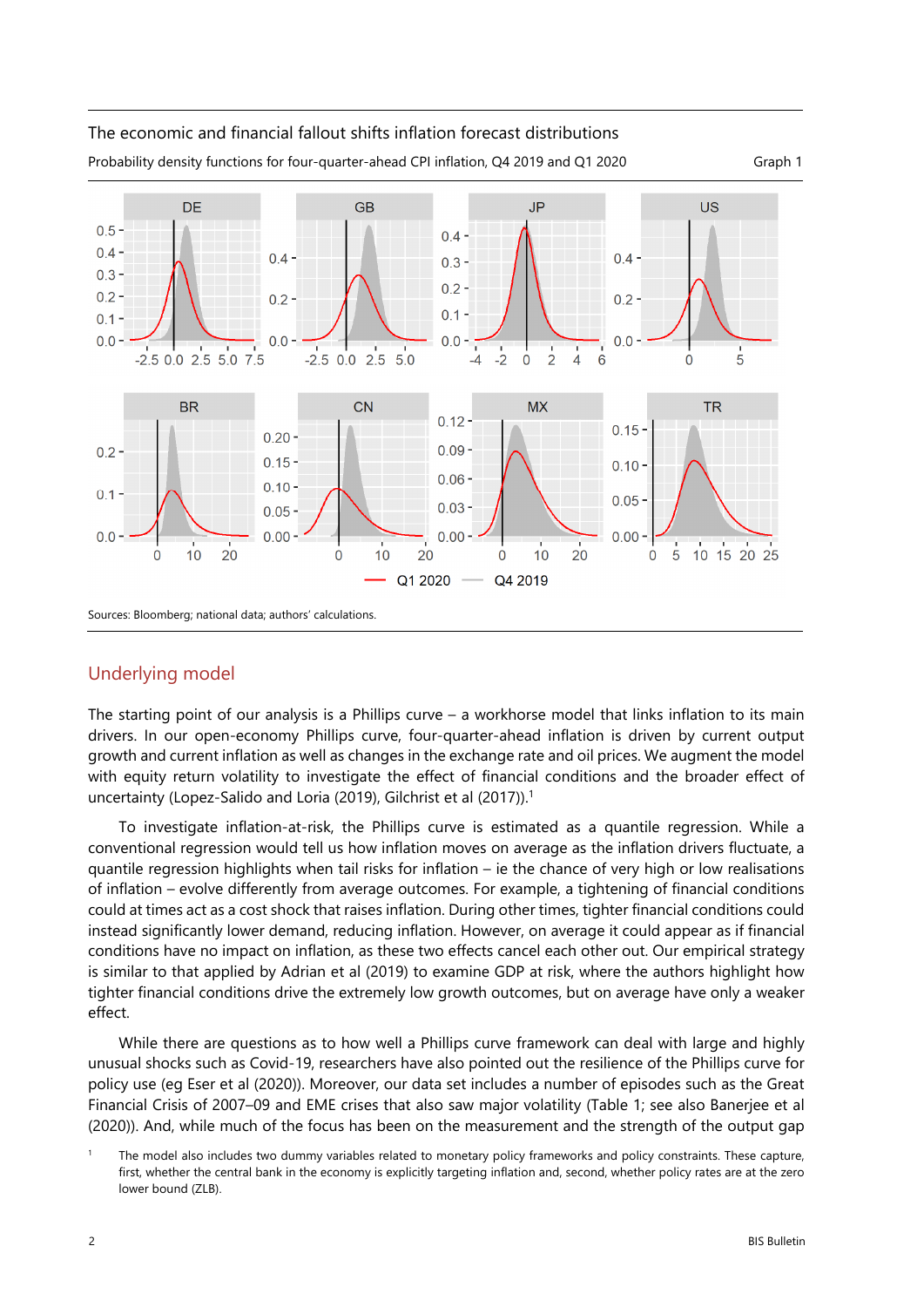The economic and financial fallout shifts inflation forecast distributions

Probability density functions for four-quarter-ahead CPI inflation, Q4 2019 and Q1 2020 Graph 1

Sources: Bloomberg; national data; authors' calculations.

## Underlying model

The starting point of our analysis is a Phillips curve – a workhorse model that links inflation to its main drivers. In our open-economy Phillips curve, four-quarter-ahead inflation is driven by current output growth and current inflation as well as changes in the exchange rate and oil prices. We augment the model with equity return volatility to investigate the effect of financial conditions and the broader effect of uncertainty (Lopez-Salido and Loria (2019), Gilchrist et al (2017)).[1]

To investigate inflation-at-risk, the Phillips curve is estimated as a quantile regression. While a conventional regression would tell us how inflation moves on average as the inflation drivers fluctuate, a quantile regression highlights when tail risks for inflation – ie the chance of very high or low realisations of inflation – evolve differently from average outcomes. For example, a tightening of financial conditions could at times act as a cost shock that raises inflation. During other times, tighter financial conditions could instead significantly lower demand, reducing inflation. However, on average it could appear as if financial conditions have no impact on inflation, as these two effects cancel each other out. Our empirical strategy is similar to that applied by Adrian et al (2019) to examine GDP at risk, where the authors highlight how tighter financial conditions drive the extremely low growth outcomes, but on average have only a weaker effect.

While there are questions as to how well a Phillips curve framework can deal with large and highly unusual shocks such as Covid-19, researchers have also pointed out the resilience of the Phillips curve for policy use (eg Eser et al (2020)). Moreover, our data set includes a number of episodes such as the Great Financial Crisis of 2007–09 and EME crises that also saw major volatility (Table 1; see also Banerjee et al (2020)). And, while much of the focus has been on the measurement and the strength of the output gap

[1] The model also includes two dummy variables related to monetary policy frameworks and policy constraints. These capture, first, whether the central bank in the economy is explicitly targeting inflation and, second, whether policy rates are at the zero lower bound (ZLB).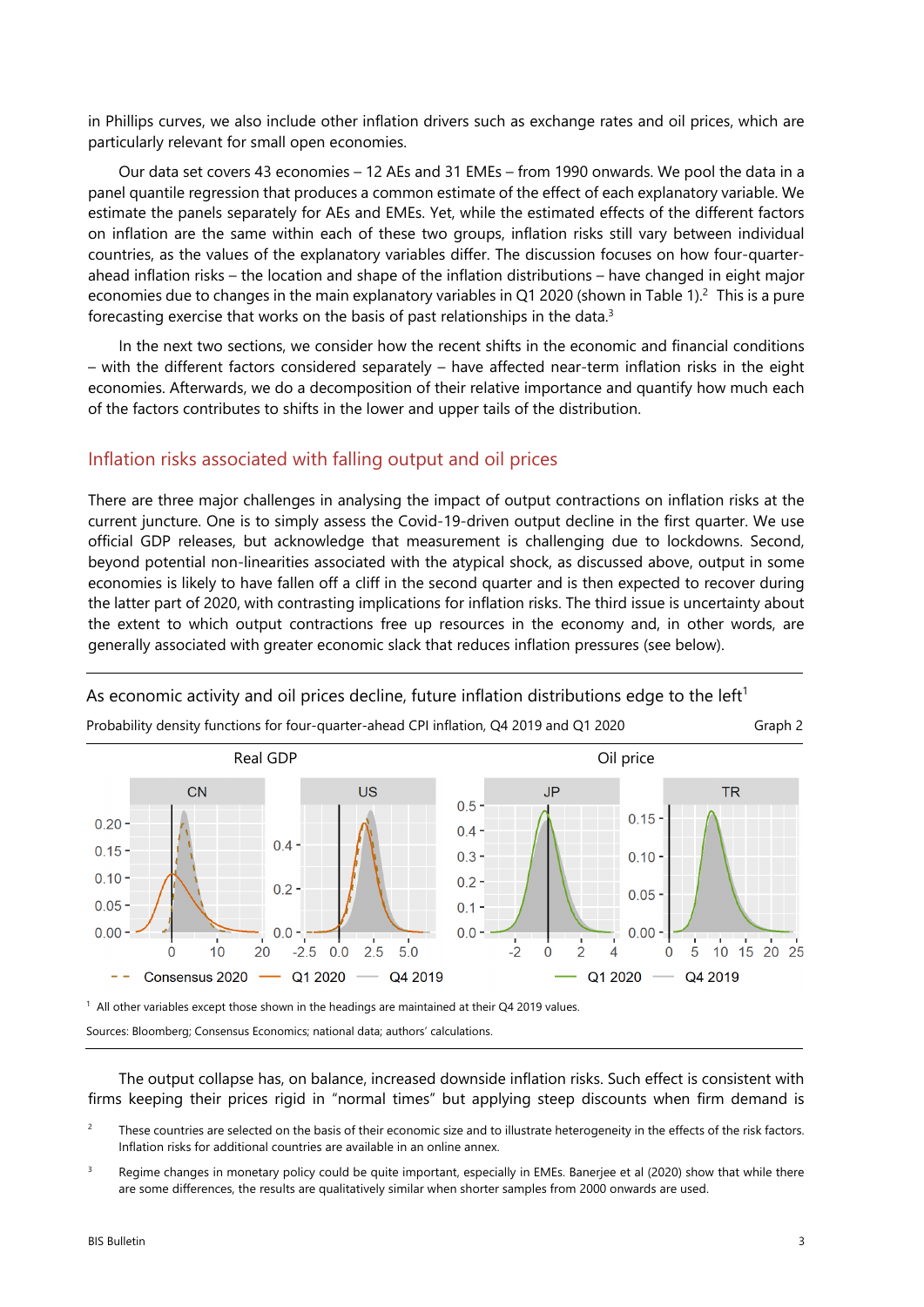in Phillips curves, we also include other inflation drivers such as exchange rates and oil prices, which are particularly relevant for small open economies.

Our data set covers 43 economies – 12 AEs and 31 EMEs – from 1990 onwards. We pool the data in a panel quantile regression that produces a common estimate of the effect of each explanatory variable. We estimate the panels separately for AEs and EMEs. Yet, while the estimated effects of the different factors on inflation are the same within each of these two groups, inflation risks still vary between individual countries, as the values of the explanatory variables differ. The discussion focuses on how four-quarter-ahead inflation risks – the location and shape of the inflation distributions – have changed in eight major economies due to changes in the main explanatory variables in Q1 2020 (shown in Table 1).[2] This is a pure forecasting exercise that works on the basis of past relationships in the data.[3]

In the next two sections, we consider how the recent shifts in the economic and financial conditions – with the different factors considered separately – have affected near-term inflation risks in the eight economies. Afterwards, we do a decomposition of their relative importance and quantify how much each of the factors contributes to shifts in the lower and upper tails of the distribution.

## Inflation risks associated with falling output and oil prices

There are three major challenges in analysing the impact of output contractions on inflation risks at the current juncture. One is to simply assess the Covid-19-driven output decline in the first quarter. We use official GDP releases, but acknowledge that measurement is challenging due to lockdowns. Second, beyond potential non-linearities associated with the atypical shock, as discussed above, output in some economies is likely to have fallen off a cliff in the second quarter and is then expected to recover during the latter part of 2020, with contrasting implications for inflation risks. The third issue is uncertainty about the extent to which output contractions free up resources in the economy and, in other words, are generally associated with greater economic slack that reduces inflation pressures (see below).

As economic activity and oil prices decline, future inflation distributions edge to the left[1]

Probability density functions for four-quarter-ahead CPI inflation, Q4 2019 and Q1 2020 — Graph 2

[1] All other variables except those shown in the headings are maintained at their Q4 2019 values.

Sources: Bloomberg; Consensus Economics; national data; authors' calculations.

The output collapse has, on balance, increased downside inflation risks. Such effect is consistent with firms keeping their prices rigid in "normal times" but applying steep discounts when firm demand is

[2] These countries are selected on the basis of their economic size and to illustrate heterogeneity in the effects of the risk factors. Inflation risks for additional countries are available in an online annex.

[3] Regime changes in monetary policy could be quite important, especially in EMEs. Banerjee et al (2020) show that while there are some differences, the results are qualitatively similar when shorter samples from 2000 onwards are used.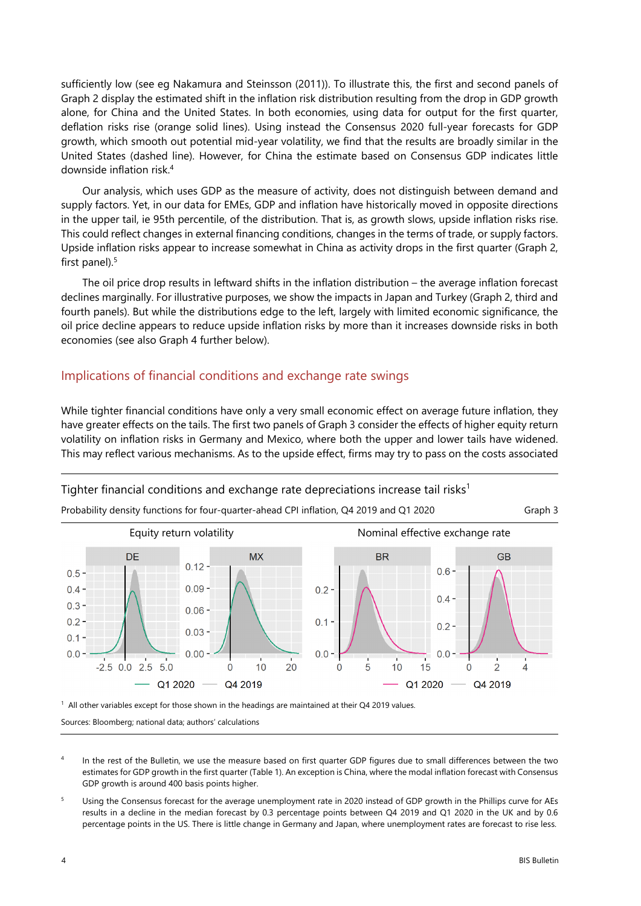sufficiently low (see eg Nakamura and Steinsson (2011)). To illustrate this, the first and second panels of Graph 2 display the estimated shift in the inflation risk distribution resulting from the drop in GDP growth alone, for China and the United States. In both economies, using data for output for the first quarter, deflation risks rise (orange solid lines). Using instead the Consensus 2020 full-year forecasts for GDP growth, which smooth out potential mid-year volatility, we find that the results are broadly similar in the United States (dashed line). However, for China the estimate based on Consensus GDP indicates little downside inflation risk.[4]

Our analysis, which uses GDP as the measure of activity, does not distinguish between demand and supply factors. Yet, in our data for EMEs, GDP and inflation have historically moved in opposite directions in the upper tail, ie 95th percentile, of the distribution. That is, as growth slows, upside inflation risks rise. This could reflect changes in external financing conditions, changes in the terms of trade, or supply factors. Upside inflation risks appear to increase somewhat in China as activity drops in the first quarter (Graph 2, first panel).[5]

The oil price drop results in leftward shifts in the inflation distribution – the average inflation forecast declines marginally. For illustrative purposes, we show the impacts in Japan and Turkey (Graph 2, third and fourth panels). But while the distributions edge to the left, largely with limited economic significance, the oil price decline appears to reduce upside inflation risks by more than it increases downside risks in both economies (see also Graph 4 further below).

## Implications of financial conditions and exchange rate swings

While tighter financial conditions have only a very small economic effect on average future inflation, they have greater effects on the tails. The first two panels of Graph 3 consider the effects of higher equity return volatility on inflation risks in Germany and Mexico, where both the upper and lower tails have widened. This may reflect various mechanisms. As to the upside effect, firms may try to pass on the costs associated

Tighter financial conditions and exchange rate depreciations increase tail risks[1]

Probability density functions for four-quarter-ahead CPI inflation, Q4 2019 and Q1 2020 — Graph 3

[1] All other variables except for those shown in the headings are maintained at their Q4 2019 values.

Sources: Bloomberg; national data; authors' calculations

[4] In the rest of the Bulletin, we use the measure based on first quarter GDP figures due to small differences between the two estimates for GDP growth in the first quarter (Table 1). An exception is China, where the modal inflation forecast with Consensus GDP growth is around 400 basis points higher.

[5] Using the Consensus forecast for the average unemployment rate in 2020 instead of GDP growth in the Phillips curve for AEs results in a decline in the median forecast by 0.3 percentage points between Q4 2019 and Q1 2020 in the UK and by 0.6 percentage points in the US. There is little change in Germany and Japan, where unemployment rates are forecast to rise less.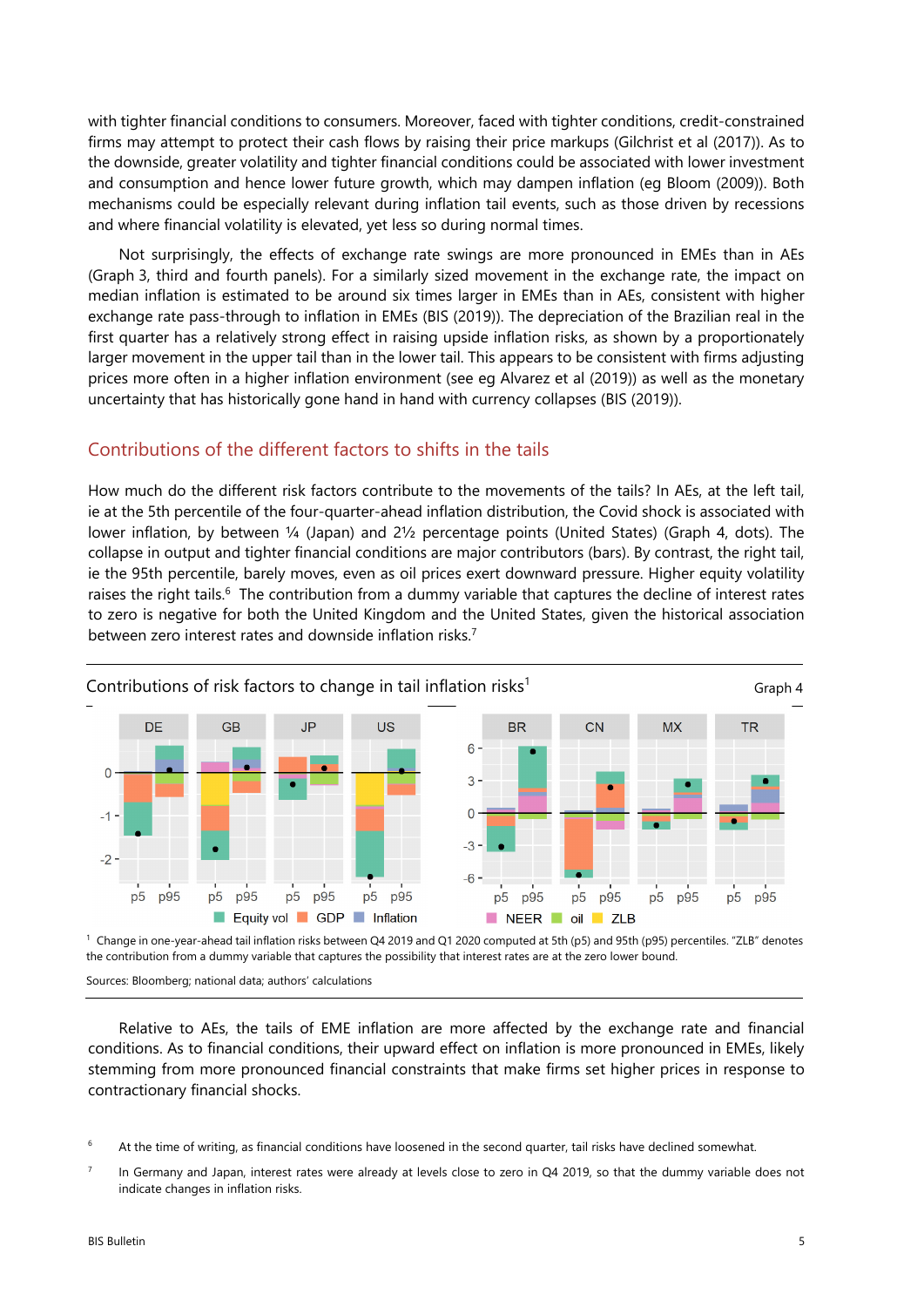with tighter financial conditions to consumers. Moreover, faced with tighter conditions, credit-constrained firms may attempt to protect their cash flows by raising their price markups (Gilchrist et al (2017)). As to the downside, greater volatility and tighter financial conditions could be associated with lower investment and consumption and hence lower future growth, which may dampen inflation (eg Bloom (2009)). Both mechanisms could be especially relevant during inflation tail events, such as those driven by recessions and where financial volatility is elevated, yet less so during normal times.

Not surprisingly, the effects of exchange rate swings are more pronounced in EMEs than in AEs (Graph 3, third and fourth panels). For a similarly sized movement in the exchange rate, the impact on median inflation is estimated to be around six times larger in EMEs than in AEs, consistent with higher exchange rate pass-through to inflation in EMEs (BIS (2019)). The depreciation of the Brazilian real in the first quarter has a relatively strong effect in raising upside inflation risks, as shown by a proportionately larger movement in the upper tail than in the lower tail. This appears to be consistent with firms adjusting prices more often in a higher inflation environment (see eg Alvarez et al (2019)) as well as the monetary uncertainty that has historically gone hand in hand with currency collapses (BIS (2019)).

## Contributions of the different factors to shifts in the tails

How much do the different risk factors contribute to the movements of the tails? In AEs, at the left tail, ie at the 5th percentile of the four-quarter-ahead inflation distribution, the Covid shock is associated with lower inflation, by between ¼ (Japan) and 2½ percentage points (United States) (Graph 4, dots). The collapse in output and tighter financial conditions are major contributors (bars). By contrast, the right tail, ie the 95th percentile, barely moves, even as oil prices exert downward pressure. Higher equity volatility raises the right tails.[6] The contribution from a dummy variable that captures the decline of interest rates to zero is negative for both the United Kingdom and the United States, given the historical association between zero interest rates and downside inflation risks.[7]

Contributions of risk factors to change in tail inflation risks[1] — Graph 4

DE, GB, JP, US, BR, CN, MX, TR; p5, p95; Equity vol, GDP, Inflation, NEER, oil, ZLB

[1] Change in one-year-ahead tail inflation risks between Q4 2019 and Q1 2020 computed at 5th (p5) and 95th (p95) percentiles. "ZLB" denotes the contribution from a dummy variable that captures the possibility that interest rates are at the zero lower bound.

Sources: Bloomberg; national data; authors' calculations.

Relative to AEs, the tails of EME inflation are more affected by the exchange rate and financial conditions. As to financial conditions, their upward effect on inflation is more pronounced in EMEs, likely stemming from more pronounced financial constraints that make firms set higher prices in response to contractionary financial shocks.

[6] At the time of writing, as financial conditions have loosened in the second quarter, tail risks have declined somewhat.

[7] In Germany and Japan, interest rates were already at levels close to zero in Q4 2019, so that the dummy variable does not indicate changes in inflation risks.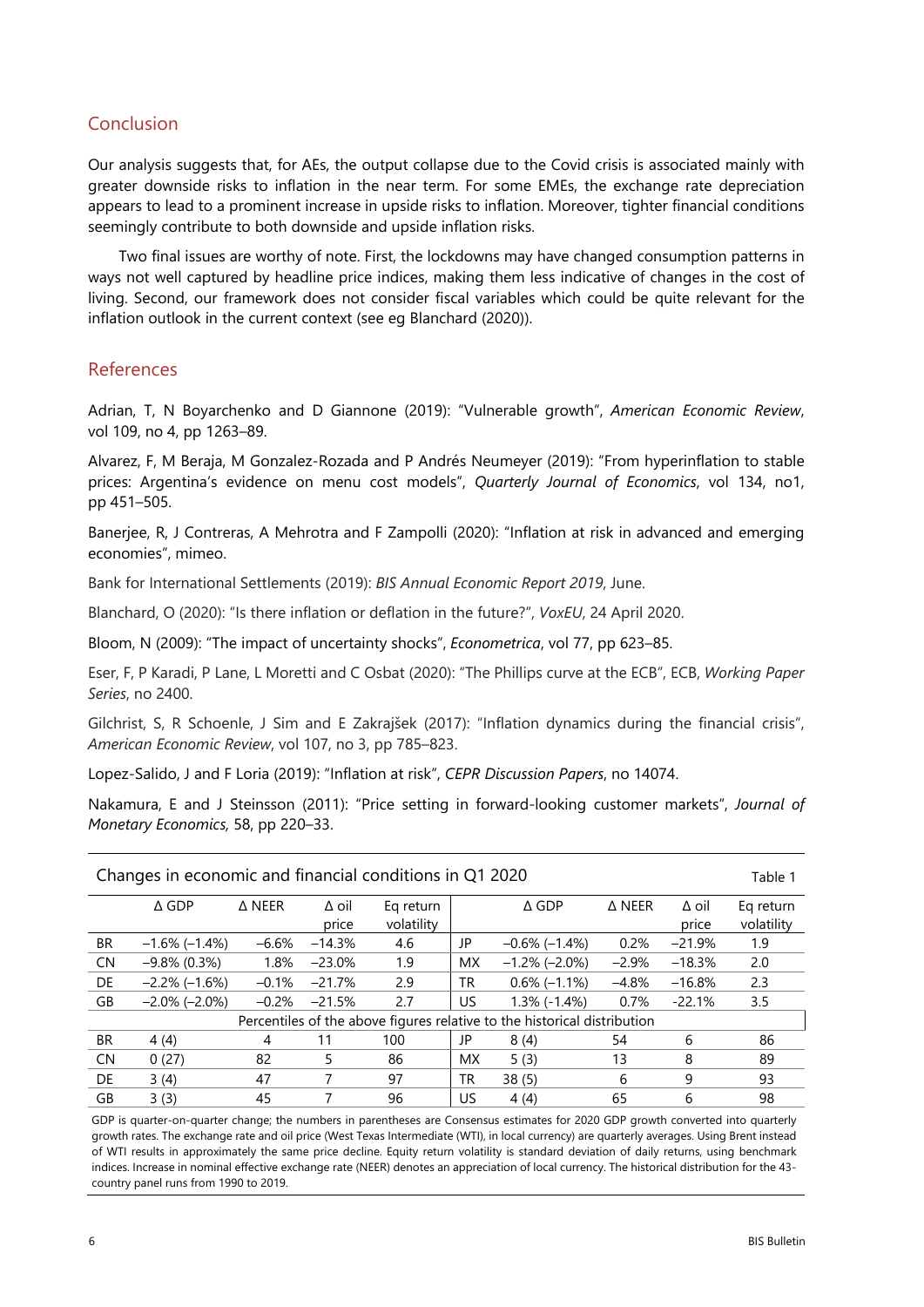## Conclusion

Our analysis suggests that, for AEs, the output collapse due to the Covid crisis is associated mainly with greater downside risks to inflation in the near term. For some EMEs, the exchange rate depreciation appears to lead to a prominent increase in upside risks to inflation. Moreover, tighter financial conditions seemingly contribute to both downside and upside inflation risks.

Two final issues are worthy of note. First, the lockdowns may have changed consumption patterns in ways not well captured by headline price indices, making them less indicative of changes in the cost of living. Second, our framework does not consider fiscal variables which could be quite relevant for the inflation outlook in the current context (see eg Blanchard (2020)).

## References

Adrian, T, N Boyarchenko and D Giannone (2019): "Vulnerable growth", *American Economic Review*, vol 109, no 4, pp 1263–89.

Alvarez, F, M Beraja, M Gonzalez-Rozada and P Andrés Neumeyer (2019): "From hyperinflation to stable prices: Argentina's evidence on menu cost models", *Quarterly Journal of Economics*, vol 134, no1, pp 451–505.

Banerjee, R, J Contreras, A Mehrotra and F Zampolli (2020): "Inflation at risk in advanced and emerging economies", mimeo.

Bank for International Settlements (2019): *BIS Annual Economic Report 2019*, June.

Blanchard, O (2020): "Is there inflation or deflation in the future?", *VoxEU*, 24 April 2020.

Bloom, N (2009): "The impact of uncertainty shocks", *Econometrica*, vol 77, pp 623–85.

Eser, F, P Karadi, P Lane, L Moretti and C Osbat (2020): "The Phillips curve at the ECB", ECB, *Working Paper Series*, no 2400.

Gilchrist, S, R Schoenle, J Sim and E Zakrajšek (2017): "Inflation dynamics during the financial crisis", *American Economic Review*, vol 107, no 3, pp 785–823.

Lopez-Salido, J and F Loria (2019): "Inflation at risk", *CEPR Discussion Papers*, no 14074.

Nakamura, E and J Steinsson (2011): "Price setting in forward-looking customer markets", *Journal of Monetary Economics,* 58, pp 220–33.

**Changes in economic and financial conditions in Q1 2020** — Table 1

| | Δ GDP | Δ NEER | Δ oil price | Eq return volatility | | Δ GDP | Δ NEER | Δ oil price | Eq return volatility |
|---|---|---|---|---|---|---|---|---|---|
| BR | −1.6% (−1.4%) | −6.6% | −14.3% | 4.6 | JP | −0.6% (−1.4%) | 0.2% | −21.9% | 1.9 |
| CN | −9.8% (0.3%) | 1.8% | −23.0% | 1.9 | MX | −1.2% (−2.0%) | −2.9% | −18.3% | 2.0 |
| DE | −2.2% (−1.6%) | −0.1% | −21.7% | 2.9 | TR | 0.6% (−1.1%) | −4.8% | −16.8% | 2.3 |
| GB | −2.0% (−2.0%) | −0.2% | −21.5% | 2.7 | US | 1.3% (−1.4%) | 0.7% | −22.1% | 3.5 |
| Percentiles of the above figures relative to the historical distribution | | | | | | | | | |
| BR | 4 (4) | 4 | 11 | 100 | JP | 8 (4) | 54 | 6 | 86 |
| CN | 0 (27) | 82 | 5 | 86 | MX | 5 (3) | 13 | 8 | 89 |
| DE | 3 (4) | 47 | 7 | 97 | TR | 38 (5) | 6 | 9 | 93 |
| GB | 3 (3) | 45 | 7 | 96 | US | 4 (4) | 65 | 6 | 98 |

GDP is quarter-on-quarter change; the numbers in parentheses are Consensus estimates for 2020 GDP growth converted into quarterly growth rates. The exchange rate and oil price (West Texas Intermediate (WTI), in local currency) are quarterly averages. Using Brent instead of WTI results in approximately the same price decline. Equity return volatility is standard deviation of daily returns, using benchmark indices. Increase in nominal effective exchange rate (NEER) denotes an appreciation of local currency. The historical distribution for the 43-country panel runs from 1990 to 2019.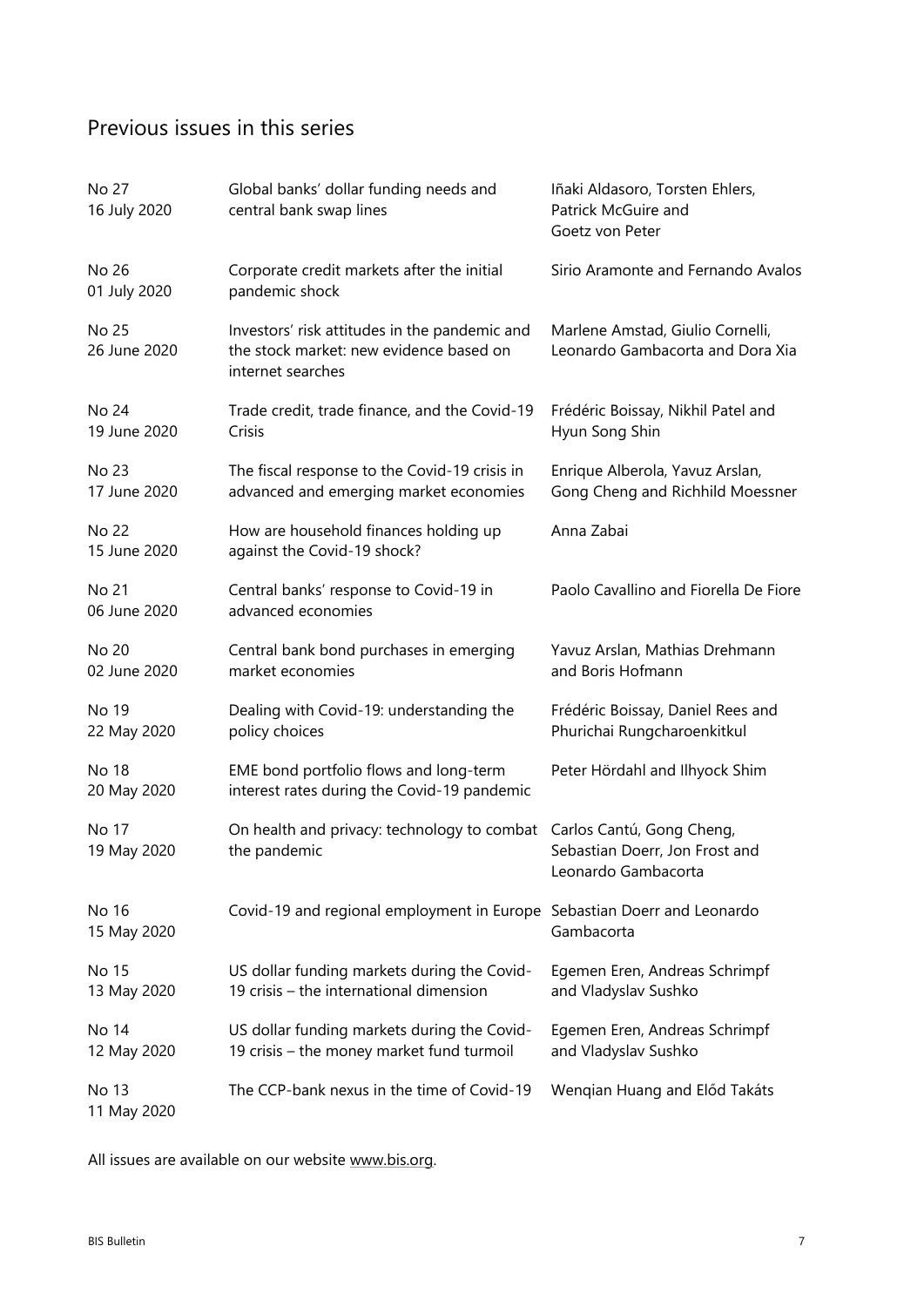## Previous issues in this series

| | | |
|---|---|---|
| No 27<br>16 July 2020 | Global banks' dollar funding needs and central bank swap lines | Iñaki Aldasoro, Torsten Ehlers, Patrick McGuire and Goetz von Peter |
| No 26<br>01 July 2020 | Corporate credit markets after the initial pandemic shock | Sirio Aramonte and Fernando Avalos |
| No 25<br>26 June 2020 | Investors' risk attitudes in the pandemic and the stock market: new evidence based on internet searches | Marlene Amstad, Giulio Cornelli, Leonardo Gambacorta and Dora Xia |
| No 24<br>19 June 2020 | Trade credit, trade finance, and the Covid-19 Crisis | Frédéric Boissay, Nikhil Patel and Hyun Song Shin |
| No 23<br>17 June 2020 | The fiscal response to the Covid-19 crisis in advanced and emerging market economies | Enrique Alberola, Yavuz Arslan, Gong Cheng and Richhild Moessner |
| No 22<br>15 June 2020 | How are household finances holding up against the Covid-19 shock? | Anna Zabai |
| No 21<br>06 June 2020 | Central banks' response to Covid-19 in advanced economies | Paolo Cavallino and Fiorella De Fiore |
| No 20<br>02 June 2020 | Central bank bond purchases in emerging market economies | Yavuz Arslan, Mathias Drehmann and Boris Hofmann |
| No 19<br>22 May 2020 | Dealing with Covid-19: understanding the policy choices | Frédéric Boissay, Daniel Rees and Phurichai Rungcharoenkitkul |
| No 18<br>20 May 2020 | EME bond portfolio flows and long-term interest rates during the Covid-19 pandemic | Peter Hördahl and Ilhyock Shim |
| No 17<br>19 May 2020 | On health and privacy: technology to combat the pandemic | Carlos Cantú, Gong Cheng, Sebastian Doerr, Jon Frost and Leonardo Gambacorta |
| No 16<br>15 May 2020 | Covid-19 and regional employment in Europe | Sebastian Doerr and Leonardo Gambacorta |
| No 15<br>13 May 2020 | US dollar funding markets during the Covid-19 crisis – the international dimension | Egemen Eren, Andreas Schrimpf and Vladyslav Sushko |
| No 14<br>12 May 2020 | US dollar funding markets during the Covid-19 crisis – the money market fund turmoil | Egemen Eren, Andreas Schrimpf and Vladyslav Sushko |
| No 13<br>11 May 2020 | The CCP-bank nexus in the time of Covid-19 | Wenqian Huang and Előd Takáts |

All issues are available on our website www.bis.org.